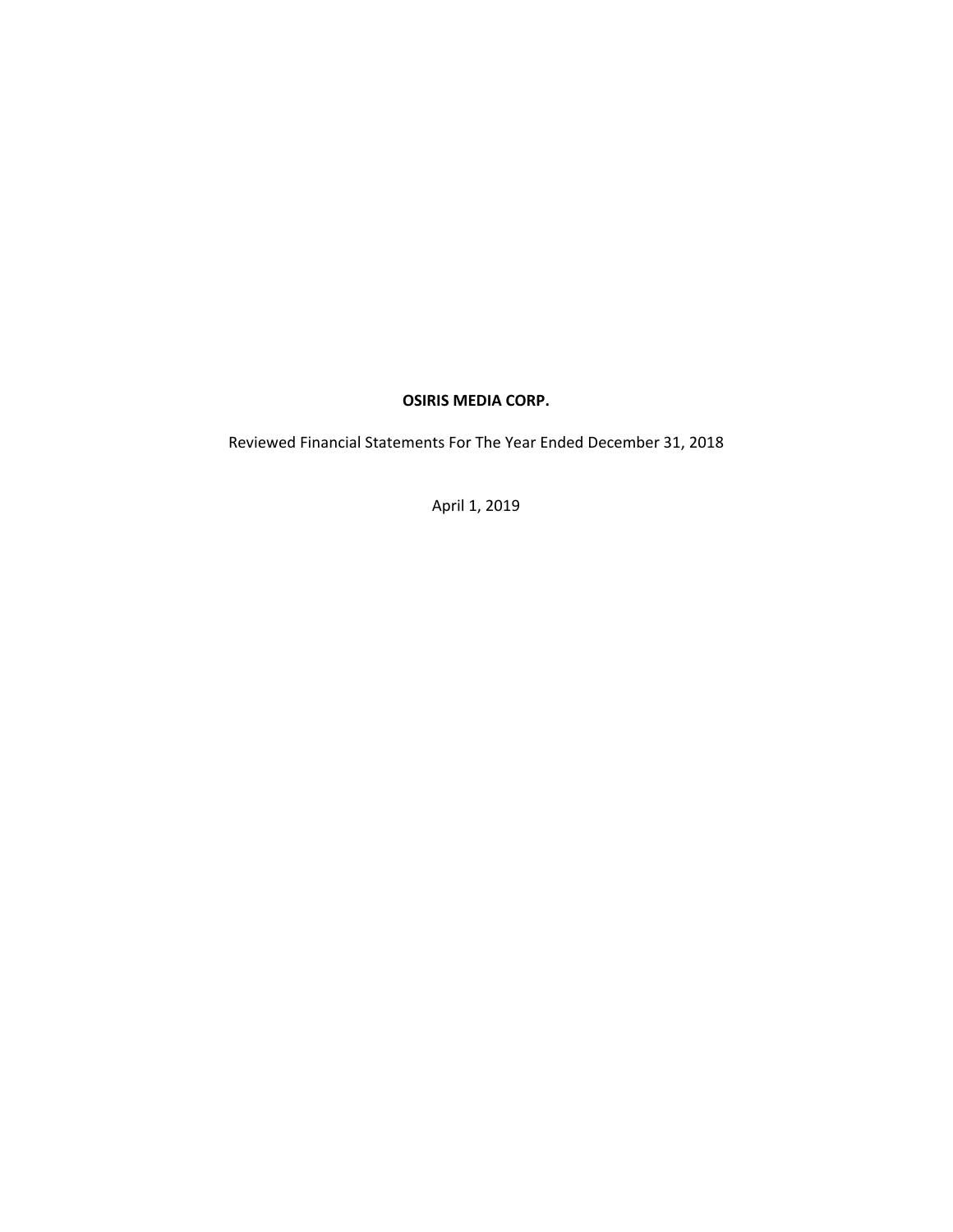**OSIRIS MEDIA CORP.**

Reviewed Financial Statements For The Year Ended December 31, 2018

April 1, 2019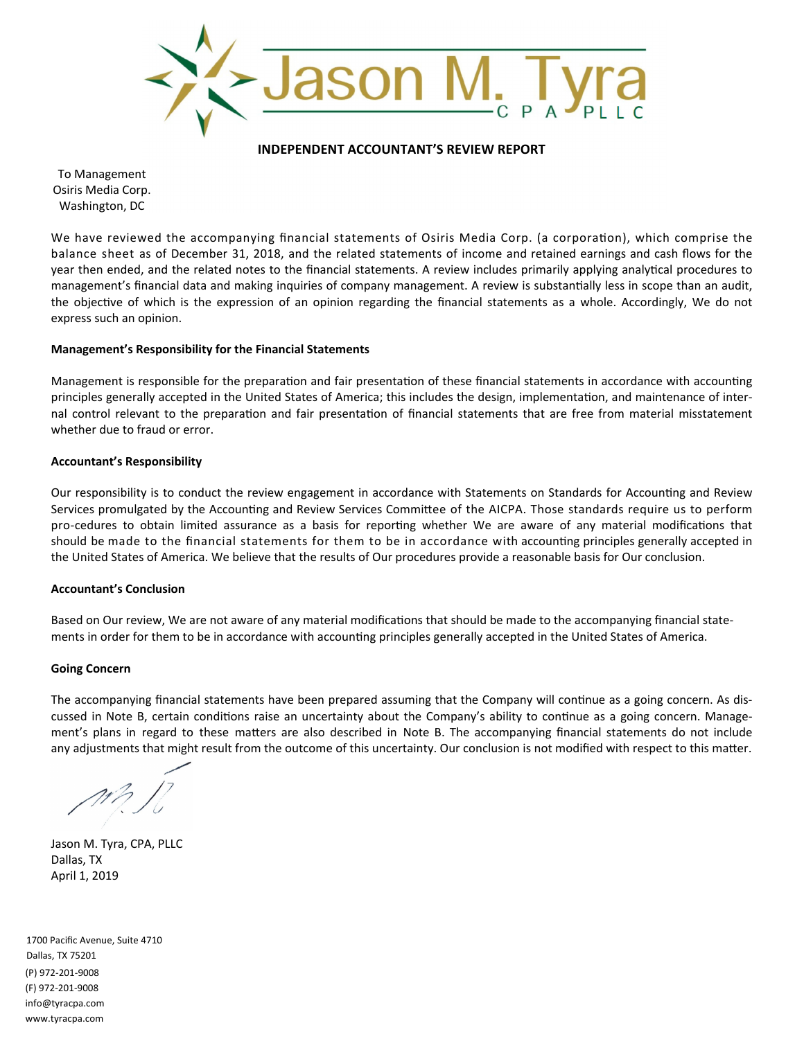Jason M. Tyra
C P A PLLC

## INDEPENDENT ACCOUNTANT'S REVIEW REPORT

To Management
Osiris Media Corp.
Washington, DC

We have reviewed the accompanying financial statements of Osiris Media Corp. (a corporation), which comprise the balance sheet as of December 31, 2018, and the related statements of income and retained earnings and cash flows for the year then ended, and the related notes to the financial statements. A review includes primarily applying analytical procedures to management's financial data and making inquiries of company management. A review is substantially less in scope than an audit, the objective of which is the expression of an opinion regarding the financial statements as a whole. Accordingly, We do not express such an opinion.

**Management's Responsibility for the Financial Statements**

Management is responsible for the preparation and fair presentation of these financial statements in accordance with accounting principles generally accepted in the United States of America; this includes the design, implementation, and maintenance of internal control relevant to the preparation and fair presentation of financial statements that are free from material misstatement whether due to fraud or error.

**Accountant's Responsibility**

Our responsibility is to conduct the review engagement in accordance with Statements on Standards for Accounting and Review Services promulgated by the Accounting and Review Services Committee of the AICPA. Those standards require us to perform pro-cedures to obtain limited assurance as a basis for reporting whether We are aware of any material modifications that should be made to the financial statements for them to be in accordance with accounting principles generally accepted in the United States of America. We believe that the results of Our procedures provide a reasonable basis for Our conclusion.

**Accountant's Conclusion**

Based on Our review, We are not aware of any material modifications that should be made to the accompanying financial statements in order for them to be in accordance with accounting principles generally accepted in the United States of America.

**Going Concern**

The accompanying financial statements have been prepared assuming that the Company will continue as a going concern. As discussed in Note B, certain conditions raise an uncertainty about the Company's ability to continue as a going concern. Management's plans in regard to these matters are also described in Note B. The accompanying financial statements do not include any adjustments that might result from the outcome of this uncertainty. Our conclusion is not modified with respect to this matter.

Jason M. Tyra, CPA, PLLC
Dallas, TX
April 1, 2019

1700 Pacific Avenue, Suite 4710
Dallas, TX 75201
(P) 972-201-9008
(F) 972-201-9008
info@tyracpa.com
www.tyracpa.com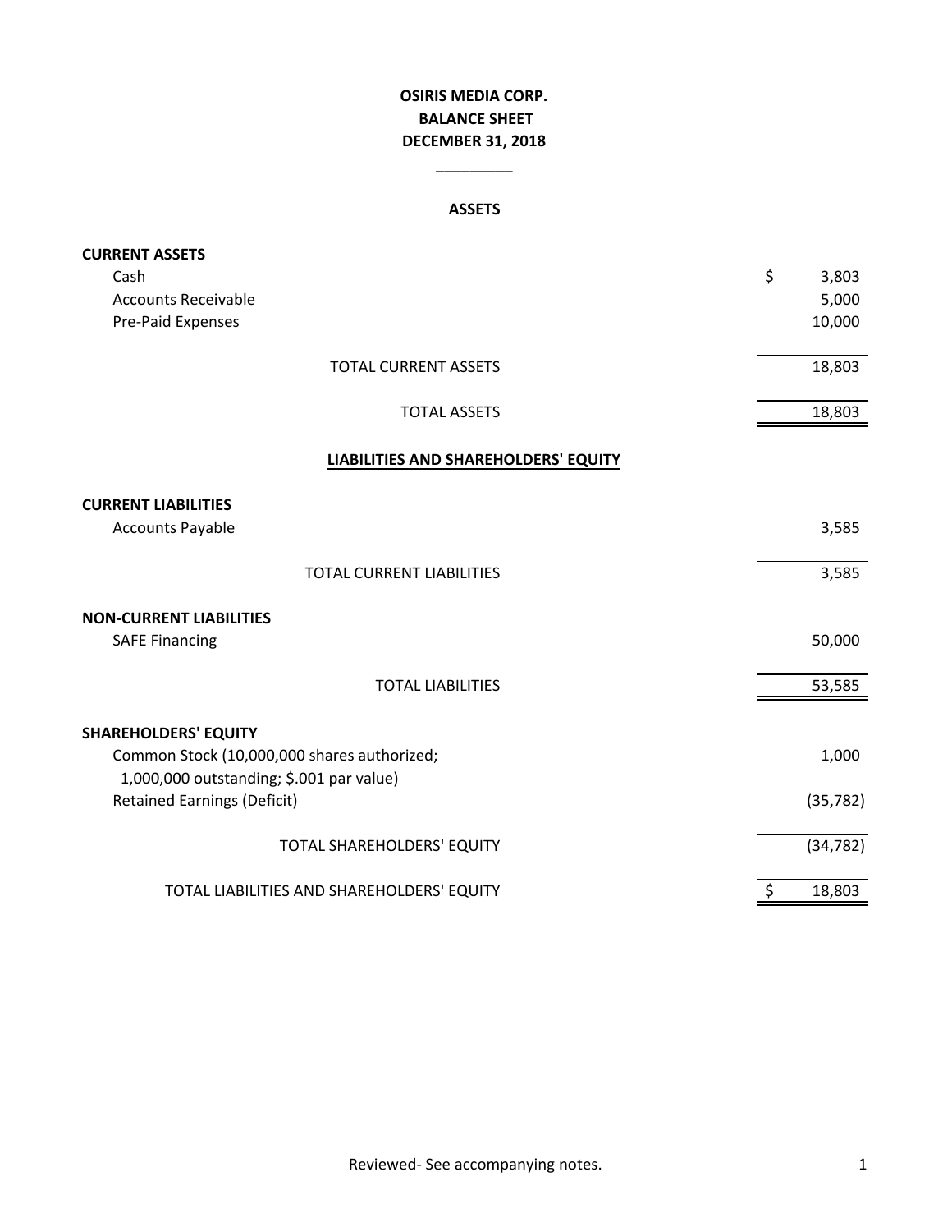# OSIRIS MEDIA CORP.
## BALANCE SHEET
## DECEMBER 31, 2018

### ASSETS

| | |
|---|---|
| **CURRENT ASSETS** | |
| Cash | $ 3,803 |
| Accounts Receivable | 5,000 |
| Pre-Paid Expenses | 10,000 |
| TOTAL CURRENT ASSETS | 18,803 |
| TOTAL ASSETS | 18,803 |

### LIABILITIES AND SHAREHOLDERS' EQUITY

| | |
|---|---|
| **CURRENT LIABILITIES** | |
| Accounts Payable | 3,585 |
| TOTAL CURRENT LIABILITIES | 3,585 |
| **NON-CURRENT LIABILITIES** | |
| SAFE Financing | 50,000 |
| TOTAL LIABILITIES | 53,585 |
| **SHAREHOLDERS' EQUITY** | |
| Common Stock (10,000,000 shares authorized; 1,000,000 outstanding; $.001 par value) | 1,000 |
| Retained Earnings (Deficit) | (35,782) |
| TOTAL SHAREHOLDERS' EQUITY | (34,782) |
| TOTAL LIABILITIES AND SHAREHOLDERS' EQUITY | $ 18,803 |

Reviewed- See accompanying notes.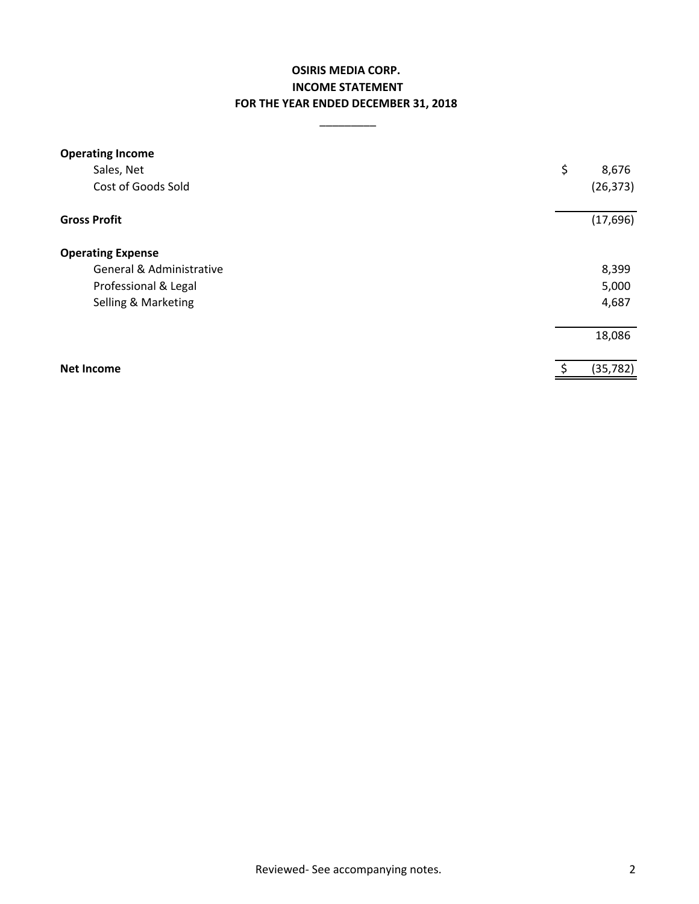**OSIRIS MEDIA CORP.**
**INCOME STATEMENT**
**FOR THE YEAR ENDED DECEMBER 31, 2018**

| | |
|---|---|
| **Operating Income** | |
| Sales, Net | $ 8,676 |
| Cost of Goods Sold | (26,373) |
| **Gross Profit** | (17,696) |
| **Operating Expense** | |
| General & Administrative | 8,399 |
| Professional & Legal | 5,000 |
| Selling & Marketing | 4,687 |
| | 18,086 |
| **Net Income** | $ (35,782) |

Reviewed- See accompanying notes.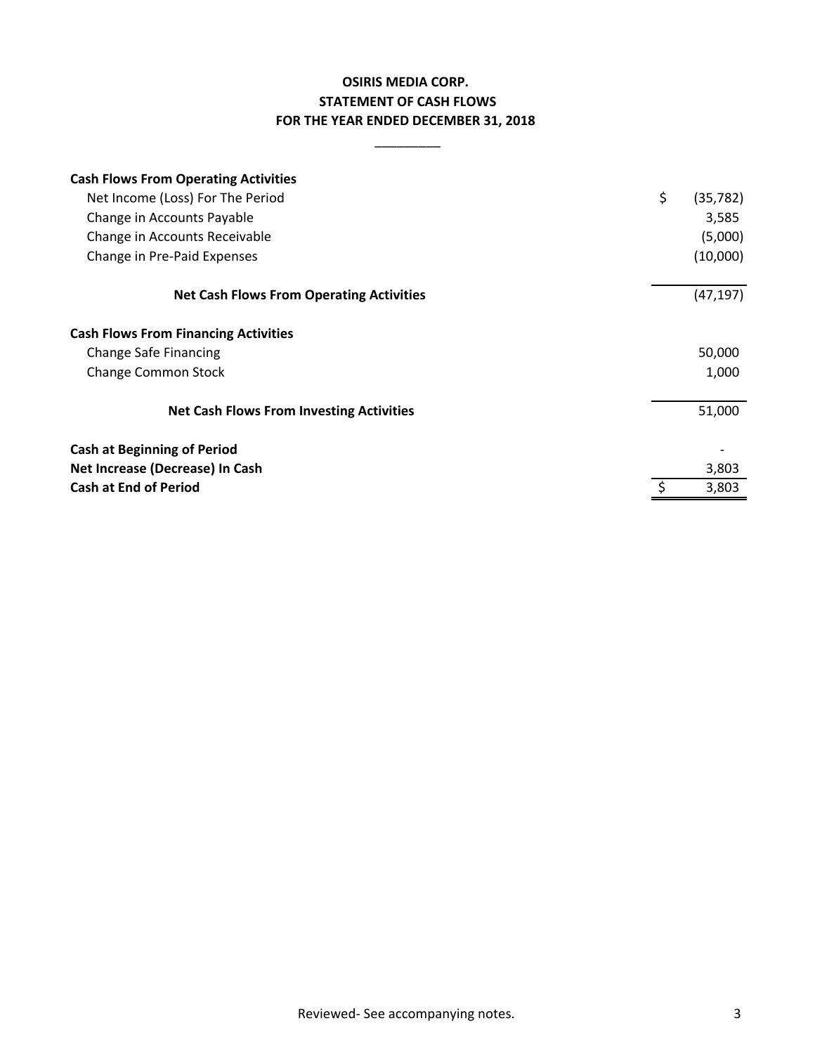**OSIRIS MEDIA CORP.**
**STATEMENT OF CASH FLOWS**
**FOR THE YEAR ENDED DECEMBER 31, 2018**

| | |
|---|---|
| **Cash Flows From Operating Activities** | |
| Net Income (Loss) For The Period | $ (35,782) |
| Change in Accounts Payable | 3,585 |
| Change in Accounts Receivable | (5,000) |
| Change in Pre-Paid Expenses | (10,000) |
| **Net Cash Flows From Operating Activities** | (47,197) |
| **Cash Flows From Financing Activities** | |
| Change Safe Financing | 50,000 |
| Change Common Stock | 1,000 |
| **Net Cash Flows From Investing Activities** | 51,000 |
| **Cash at Beginning of Period** | - |
| **Net Increase (Decrease) In Cash** | 3,803 |
| **Cash at End of Period** | $ 3,803 |

Reviewed- See accompanying notes.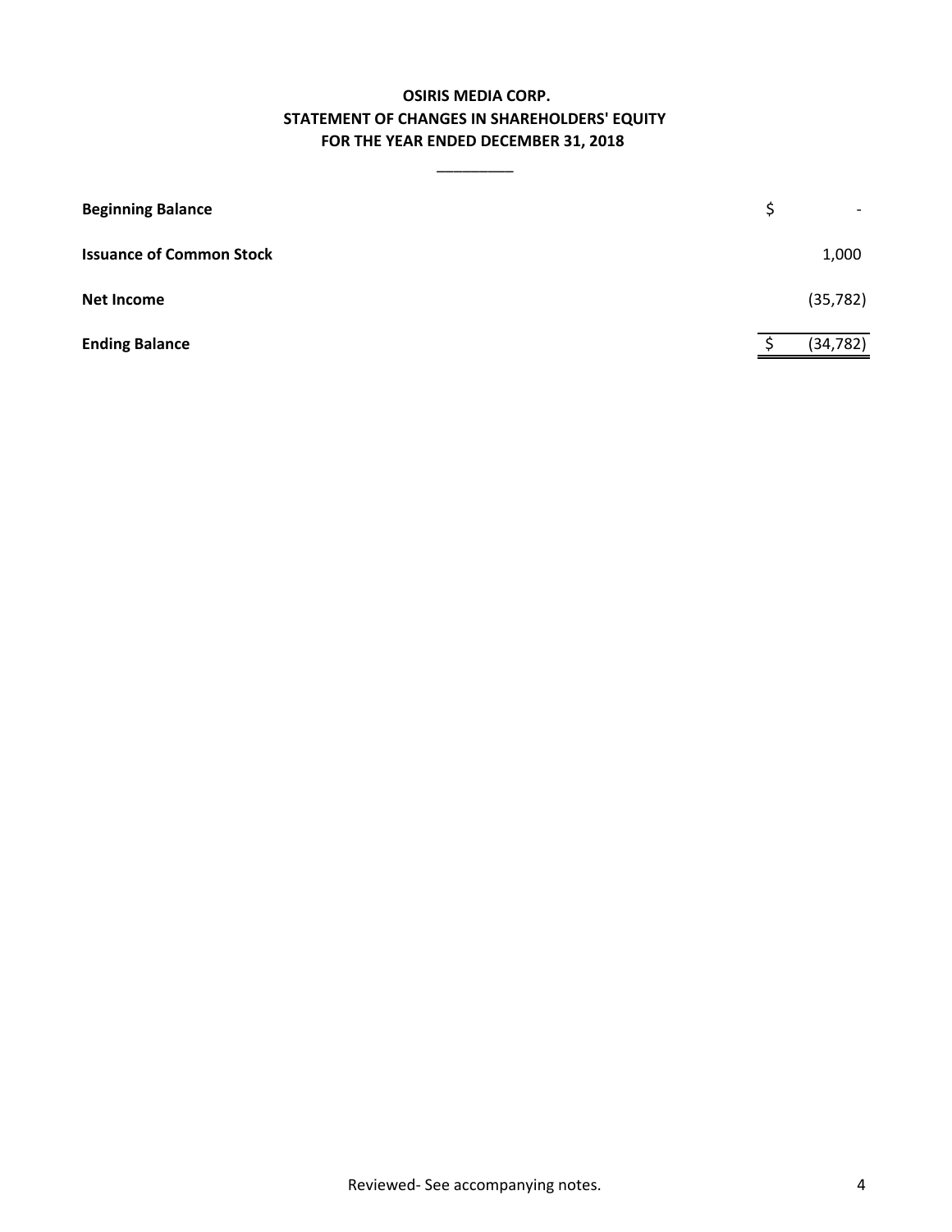**OSIRIS MEDIA CORP.**
**STATEMENT OF CHANGES IN SHAREHOLDERS' EQUITY**
**FOR THE YEAR ENDED DECEMBER 31, 2018**

| | | |
|---|---|---|
| **Beginning Balance** | $ | - |
| **Issuance of Common Stock** | | 1,000 |
| **Net Income** | | (35,782) |
| **Ending Balance** | $ | (34,782) |

Reviewed- See accompanying notes.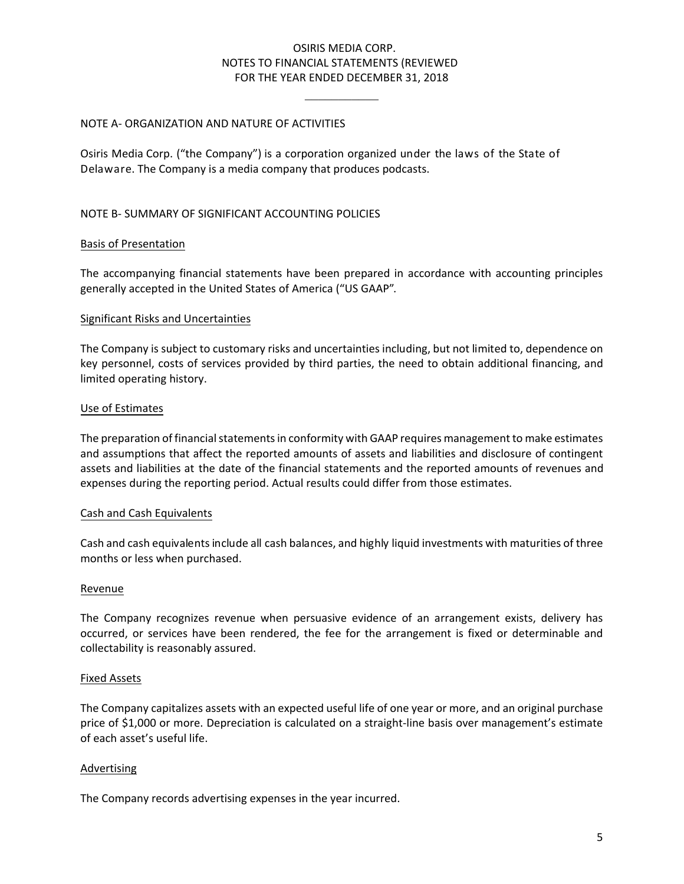# OSIRIS MEDIA CORP.
## NOTES TO FINANCIAL STATEMENTS (REVIEWED
## FOR THE YEAR ENDED DECEMBER 31, 2018

---

NOTE A- ORGANIZATION AND NATURE OF ACTIVITIES

Osiris Media Corp. ("the Company") is a corporation organized under the laws of the State of Delaware. The Company is a media company that produces podcasts.

NOTE B- SUMMARY OF SIGNIFICANT ACCOUNTING POLICIES

Basis of Presentation

The accompanying financial statements have been prepared in accordance with accounting principles generally accepted in the United States of America ("US GAAP".

Significant Risks and Uncertainties

The Company is subject to customary risks and uncertainties including, but not limited to, dependence on key personnel, costs of services provided by third parties, the need to obtain additional financing, and limited operating history.

Use of Estimates

The preparation of financial statements in conformity with GAAP requires management to make estimates and assumptions that affect the reported amounts of assets and liabilities and disclosure of contingent assets and liabilities at the date of the financial statements and the reported amounts of revenues and expenses during the reporting period. Actual results could differ from those estimates.

Cash and Cash Equivalents

Cash and cash equivalents include all cash balances, and highly liquid investments with maturities of three months or less when purchased.

Revenue

The Company recognizes revenue when persuasive evidence of an arrangement exists, delivery has occurred, or services have been rendered, the fee for the arrangement is fixed or determinable and collectability is reasonably assured.

Fixed Assets

The Company capitalizes assets with an expected useful life of one year or more, and an original purchase price of $1,000 or more. Depreciation is calculated on a straight-line basis over management's estimate of each asset's useful life.

Advertising

The Company records advertising expenses in the year incurred.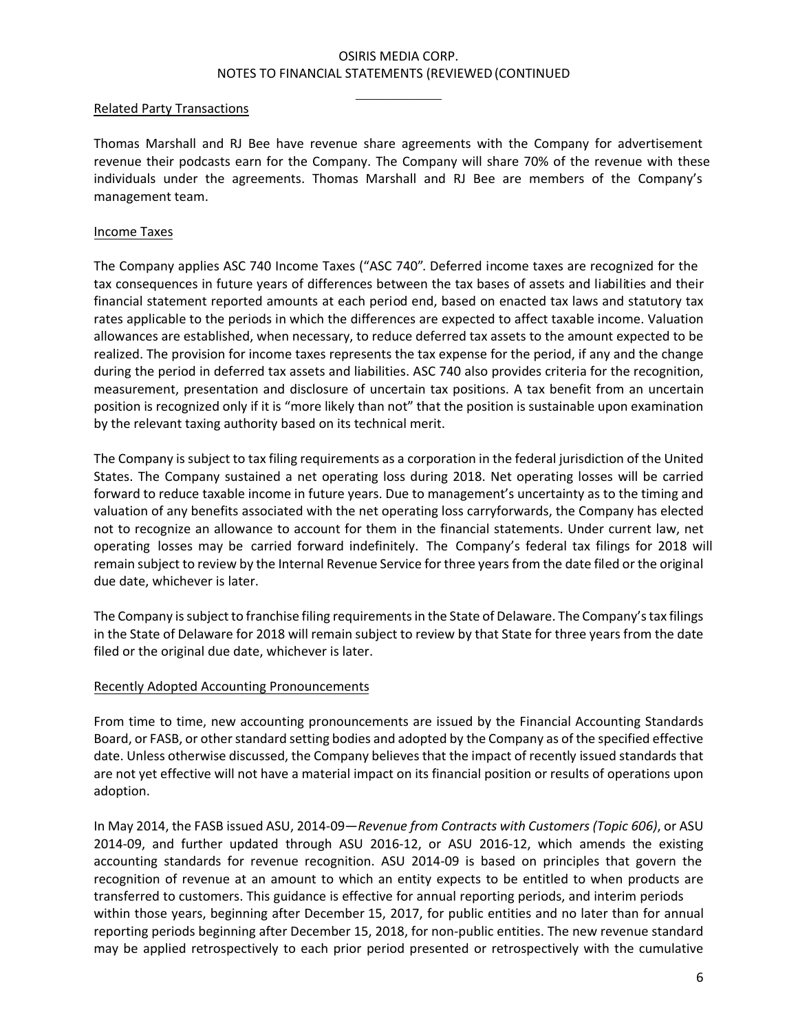### Related Party Transactions

Thomas Marshall and RJ Bee have revenue share agreements with the Company for advertisement revenue their podcasts earn for the Company. The Company will share 70% of the revenue with these individuals under the agreements. Thomas Marshall and RJ Bee are members of the Company's management team.

### Income Taxes

The Company applies ASC 740 Income Taxes ("ASC 740". Deferred income taxes are recognized for the tax consequences in future years of differences between the tax bases of assets and liabilities and their financial statement reported amounts at each period end, based on enacted tax laws and statutory tax rates applicable to the periods in which the differences are expected to affect taxable income. Valuation allowances are established, when necessary, to reduce deferred tax assets to the amount expected to be realized. The provision for income taxes represents the tax expense for the period, if any and the change during the period in deferred tax assets and liabilities. ASC 740 also provides criteria for the recognition, measurement, presentation and disclosure of uncertain tax positions. A tax benefit from an uncertain position is recognized only if it is "more likely than not" that the position is sustainable upon examination by the relevant taxing authority based on its technical merit.

The Company is subject to tax filing requirements as a corporation in the federal jurisdiction of the United States. The Company sustained a net operating loss during 2018. Net operating losses will be carried forward to reduce taxable income in future years. Due to management's uncertainty as to the timing and valuation of any benefits associated with the net operating loss carryforwards, the Company has elected not to recognize an allowance to account for them in the financial statements. Under current law, net operating losses may be carried forward indefinitely. The Company's federal tax filings for 2018 will remain subject to review by the Internal Revenue Service for three years from the date filed or the original due date, whichever is later.

The Company is subject to franchise filing requirements in the State of Delaware. The Company's tax filings in the State of Delaware for 2018 will remain subject to review by that State for three years from the date filed or the original due date, whichever is later.

### Recently Adopted Accounting Pronouncements

From time to time, new accounting pronouncements are issued by the Financial Accounting Standards Board, or FASB, or other standard setting bodies and adopted by the Company as of the specified effective date. Unless otherwise discussed, the Company believes that the impact of recently issued standards that are not yet effective will not have a material impact on its financial position or results of operations upon adoption.

In May 2014, the FASB issued ASU, 2014-09—*Revenue from Contracts with Customers (Topic 606)*, or ASU 2014-09, and further updated through ASU 2016-12, or ASU 2016-12, which amends the existing accounting standards for revenue recognition. ASU 2014-09 is based on principles that govern the recognition of revenue at an amount to which an entity expects to be entitled to when products are transferred to customers. This guidance is effective for annual reporting periods, and interim periods within those years, beginning after December 15, 2017, for public entities and no later than for annual reporting periods beginning after December 15, 2018, for non-public entities. The new revenue standard may be applied retrospectively to each prior period presented or retrospectively with the cumulative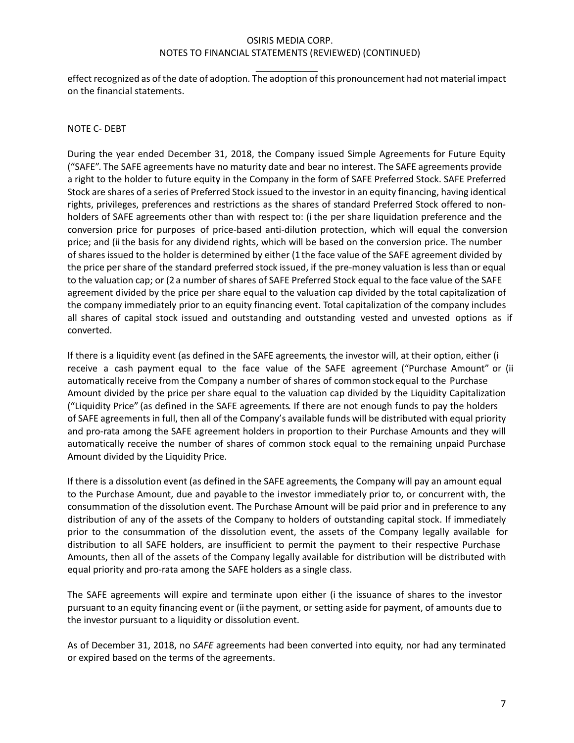effect recognized as of the date of adoption. The adoption of this pronouncement had not material impact on the financial statements.

NOTE C- DEBT

During the year ended December 31, 2018, the Company issued Simple Agreements for Future Equity ("SAFE". The SAFE agreements have no maturity date and bear no interest. The SAFE agreements provide a right to the holder to future equity in the Company in the form of SAFE Preferred Stock. SAFE Preferred Stock are shares of a series of Preferred Stock issued to the investor in an equity financing, having identical rights, privileges, preferences and restrictions as the shares of standard Preferred Stock offered to non-holders of SAFE agreements other than with respect to: (i the per share liquidation preference and the conversion price for purposes of price-based anti-dilution protection, which will equal the conversion price; and (ii the basis for any dividend rights, which will be based on the conversion price. The number of shares issued to the holder is determined by either (1 the face value of the SAFE agreement divided by the price per share of the standard preferred stock issued, if the pre-money valuation is less than or equal to the valuation cap; or (2 a number of shares of SAFE Preferred Stock equal to the face value of the SAFE agreement divided by the price per share equal to the valuation cap divided by the total capitalization of the company immediately prior to an equity financing event. Total capitalization of the company includes all shares of capital stock issued and outstanding and outstanding vested and unvested options as if converted.

If there is a liquidity event (as defined in the SAFE agreements, the investor will, at their option, either (i receive a cash payment equal to the face value of the SAFE agreement ("Purchase Amount" or (ii automatically receive from the Company a number of shares of common stock equal to the Purchase Amount divided by the price per share equal to the valuation cap divided by the Liquidity Capitalization ("Liquidity Price" (as defined in the SAFE agreements. If there are not enough funds to pay the holders of SAFE agreements in full, then all of the Company's available funds will be distributed with equal priority and pro-rata among the SAFE agreement holders in proportion to their Purchase Amounts and they will automatically receive the number of shares of common stock equal to the remaining unpaid Purchase Amount divided by the Liquidity Price.

If there is a dissolution event (as defined in the SAFE agreements, the Company will pay an amount equal to the Purchase Amount, due and payable to the investor immediately prior to, or concurrent with, the consummation of the dissolution event. The Purchase Amount will be paid prior and in preference to any distribution of any of the assets of the Company to holders of outstanding capital stock. If immediately prior to the consummation of the dissolution event, the assets of the Company legally available for distribution to all SAFE holders, are insufficient to permit the payment to their respective Purchase Amounts, then all of the assets of the Company legally available for distribution will be distributed with equal priority and pro-rata among the SAFE holders as a single class.

The SAFE agreements will expire and terminate upon either (i the issuance of shares to the investor pursuant to an equity financing event or (ii the payment, or setting aside for payment, of amounts due to the investor pursuant to a liquidity or dissolution event.

As of December 31, 2018, no *SAFE* agreements had been converted into equity, nor had any terminated or expired based on the terms of the agreements.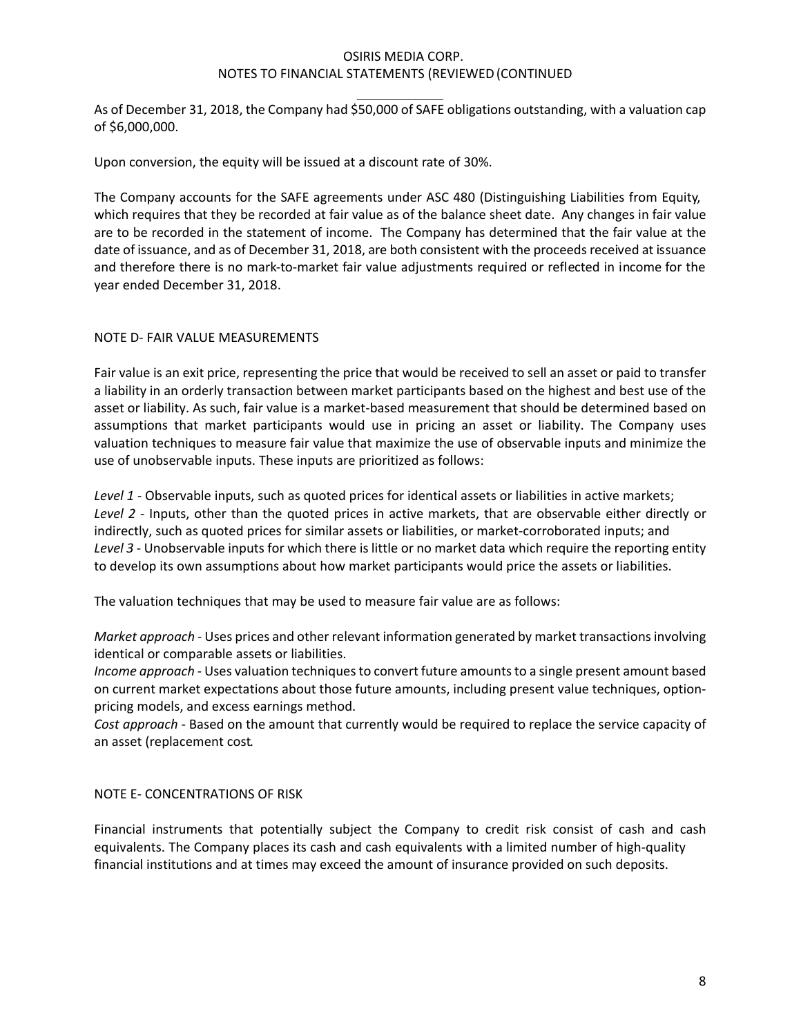As of December 31, 2018, the Company had $50,000 of SAFE obligations outstanding, with a valuation cap of $6,000,000.

Upon conversion, the equity will be issued at a discount rate of 30%.

The Company accounts for the SAFE agreements under ASC 480 (Distinguishing Liabilities from Equity, which requires that they be recorded at fair value as of the balance sheet date. Any changes in fair value are to be recorded in the statement of income. The Company has determined that the fair value at the date of issuance, and as of December 31, 2018, are both consistent with the proceeds received at issuance and therefore there is no mark-to-market fair value adjustments required or reflected in income for the year ended December 31, 2018.

## NOTE D- FAIR VALUE MEASUREMENTS

Fair value is an exit price, representing the price that would be received to sell an asset or paid to transfer a liability in an orderly transaction between market participants based on the highest and best use of the asset or liability. As such, fair value is a market-based measurement that should be determined based on assumptions that market participants would use in pricing an asset or liability. The Company uses valuation techniques to measure fair value that maximize the use of observable inputs and minimize the use of unobservable inputs. These inputs are prioritized as follows:

*Level 1* - Observable inputs, such as quoted prices for identical assets or liabilities in active markets;
*Level 2* - Inputs, other than the quoted prices in active markets, that are observable either directly or indirectly, such as quoted prices for similar assets or liabilities, or market-corroborated inputs; and
*Level 3* - Unobservable inputs for which there is little or no market data which require the reporting entity to develop its own assumptions about how market participants would price the assets or liabilities.

The valuation techniques that may be used to measure fair value are as follows:

*Market approach* - Uses prices and other relevant information generated by market transactions involving identical or comparable assets or liabilities.
*Income approach* - Uses valuation techniques to convert future amounts to a single present amount based on current market expectations about those future amounts, including present value techniques, option-pricing models, and excess earnings method.
*Cost approach* - Based on the amount that currently would be required to replace the service capacity of an asset (replacement cost.

## NOTE E- CONCENTRATIONS OF RISK

Financial instruments that potentially subject the Company to credit risk consist of cash and cash equivalents. The Company places its cash and cash equivalents with a limited number of high-quality financial institutions and at times may exceed the amount of insurance provided on such deposits.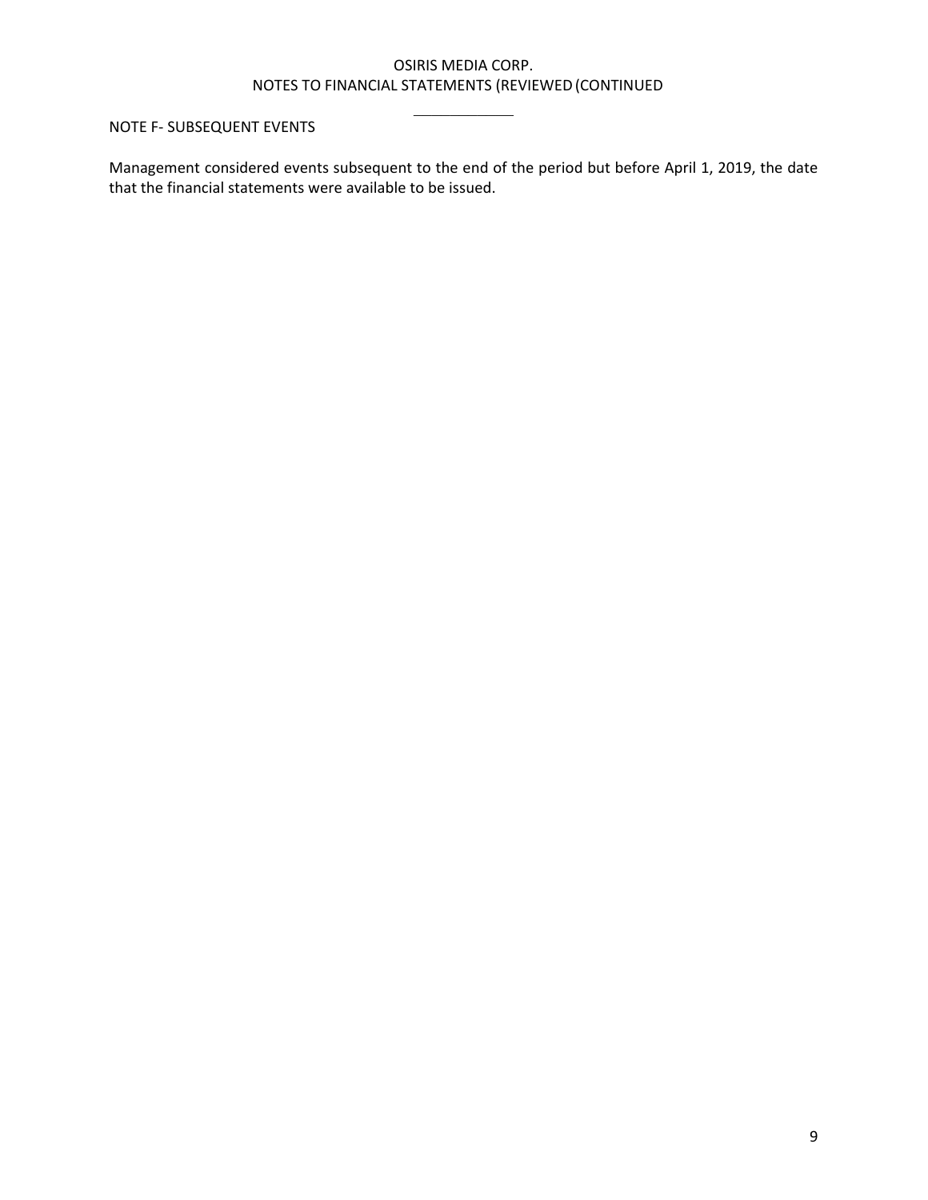NOTE F- SUBSEQUENT EVENTS

Management considered events subsequent to the end of the period but before April 1, 2019, the date that the financial statements were available to be issued.